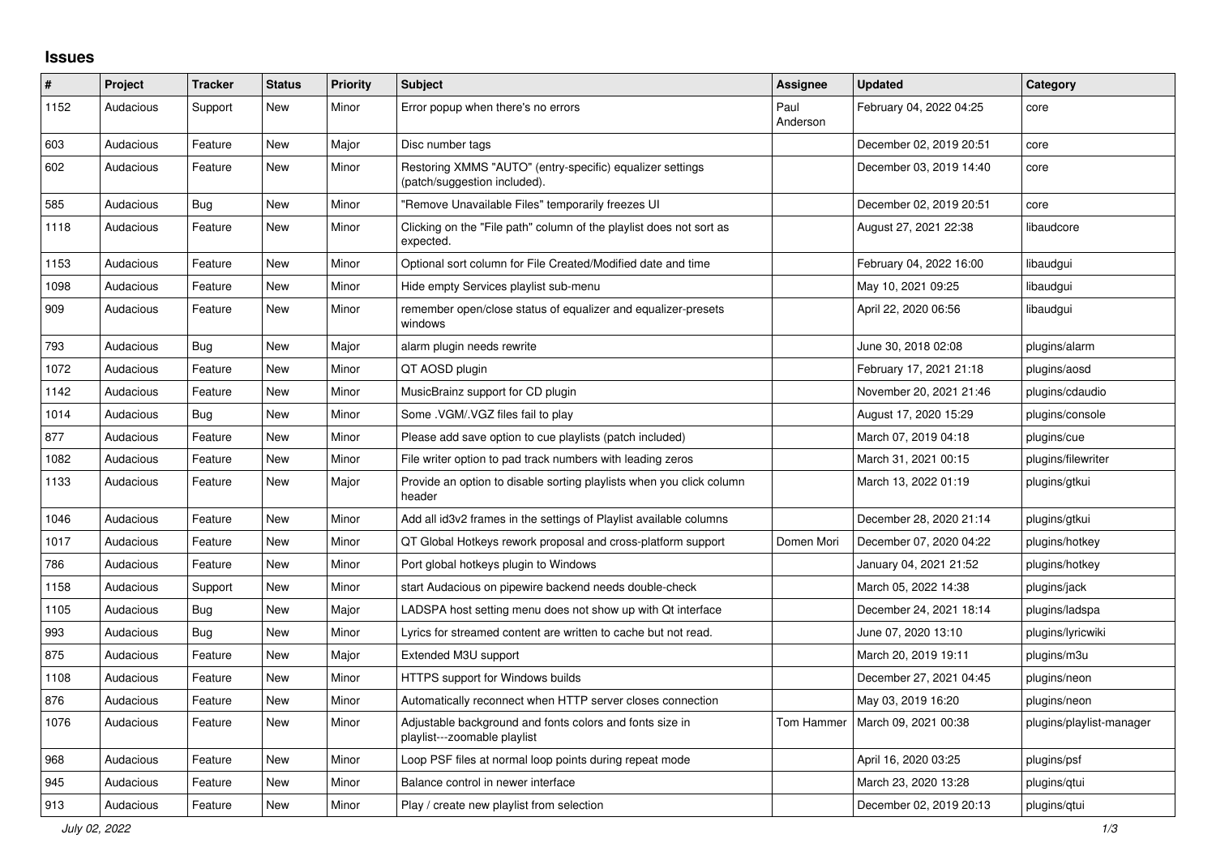# Issues

| # | Project | Tracker | Status | Priority | Subject | Assignee | Updated | Category |
|---|---|---|---|---|---|---|---|---|
| 1152 | Audacious | Support | New | Minor | Error popup when there's no errors | Paul Anderson | February 04, 2022 04:25 | core |
| 603 | Audacious | Feature | New | Major | Disc number tags | | December 02, 2019 20:51 | core |
| 602 | Audacious | Feature | New | Minor | Restoring XMMS "AUTO" (entry-specific) equalizer settings (patch/suggestion included). | | December 03, 2019 14:40 | core |
| 585 | Audacious | Bug | New | Minor | "Remove Unavailable Files" temporarily freezes UI | | December 02, 2019 20:51 | core |
| 1118 | Audacious | Feature | New | Minor | Clicking on the "File path" column of the playlist does not sort as expected. | | August 27, 2021 22:38 | libaudcore |
| 1153 | Audacious | Feature | New | Minor | Optional sort column for File Created/Modified date and time | | February 04, 2022 16:00 | libaudgui |
| 1098 | Audacious | Feature | New | Minor | Hide empty Services playlist sub-menu | | May 10, 2021 09:25 | libaudgui |
| 909 | Audacious | Feature | New | Minor | remember open/close status of equalizer and equalizer-presets windows | | April 22, 2020 06:56 | libaudgui |
| 793 | Audacious | Bug | New | Major | alarm plugin needs rewrite | | June 30, 2018 02:08 | plugins/alarm |
| 1072 | Audacious | Feature | New | Minor | QT AOSD plugin | | February 17, 2021 21:18 | plugins/aosd |
| 1142 | Audacious | Feature | New | Minor | MusicBrainz support for CD plugin | | November 20, 2021 21:46 | plugins/cdaudio |
| 1014 | Audacious | Bug | New | Minor | Some .VGM/.VGZ files fail to play | | August 17, 2020 15:29 | plugins/console |
| 877 | Audacious | Feature | New | Minor | Please add save option to cue playlists (patch included) | | March 07, 2019 04:18 | plugins/cue |
| 1082 | Audacious | Feature | New | Minor | File writer option to pad track numbers with leading zeros | | March 31, 2021 00:15 | plugins/filewriter |
| 1133 | Audacious | Feature | New | Major | Provide an option to disable sorting playlists when you click column header | | March 13, 2022 01:19 | plugins/gtkui |
| 1046 | Audacious | Feature | New | Minor | Add all id3v2 frames in the settings of Playlist available columns | | December 28, 2020 21:14 | plugins/gtkui |
| 1017 | Audacious | Feature | New | Minor | QT Global Hotkeys rework proposal and cross-platform support | Domen Mori | December 07, 2020 04:22 | plugins/hotkey |
| 786 | Audacious | Feature | New | Minor | Port global hotkeys plugin to Windows | | January 04, 2021 21:52 | plugins/hotkey |
| 1158 | Audacious | Support | New | Minor | start Audacious on pipewire backend needs double-check | | March 05, 2022 14:38 | plugins/jack |
| 1105 | Audacious | Bug | New | Major | LADSPA host setting menu does not show up with Qt interface | | December 24, 2021 18:14 | plugins/ladspa |
| 993 | Audacious | Bug | New | Minor | Lyrics for streamed content are written to cache but not read. | | June 07, 2020 13:10 | plugins/lyricwiki |
| 875 | Audacious | Feature | New | Major | Extended M3U support | | March 20, 2019 19:11 | plugins/m3u |
| 1108 | Audacious | Feature | New | Minor | HTTPS support for Windows builds | | December 27, 2021 04:45 | plugins/neon |
| 876 | Audacious | Feature | New | Minor | Automatically reconnect when HTTP server closes connection | | May 03, 2019 16:20 | plugins/neon |
| 1076 | Audacious | Feature | New | Minor | Adjustable background and fonts colors and fonts size in playlist---zoomable playlist | Tom Hammer | March 09, 2021 00:38 | plugins/playlist-manager |
| 968 | Audacious | Feature | New | Minor | Loop PSF files at normal loop points during repeat mode | | April 16, 2020 03:25 | plugins/psf |
| 945 | Audacious | Feature | New | Minor | Balance control in newer interface | | March 23, 2020 13:28 | plugins/qtui |
| 913 | Audacious | Feature | New | Minor | Play / create new playlist from selection | | December 02, 2019 20:13 | plugins/qtui |

*July 02, 2022*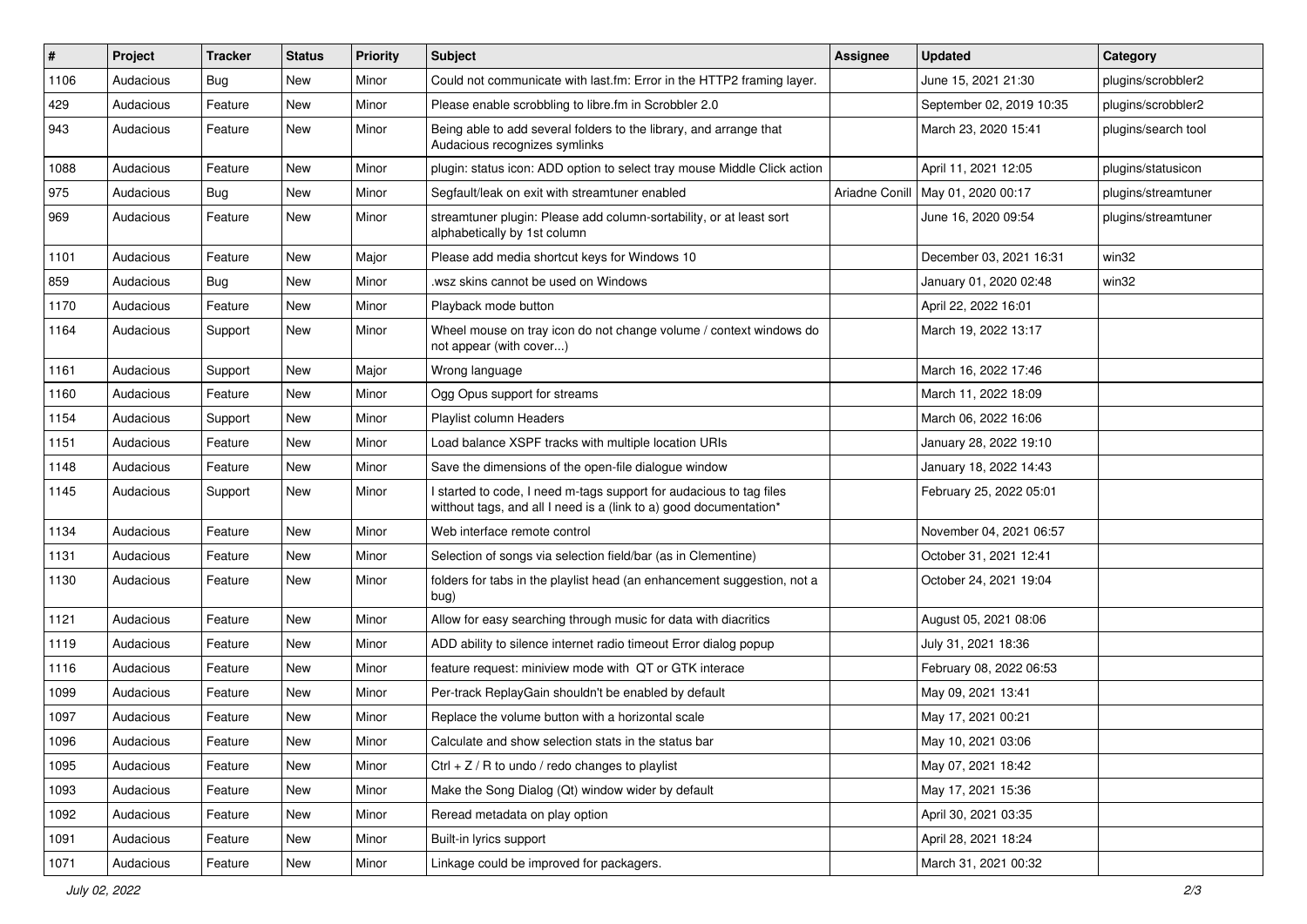| # | Project | Tracker | Status | Priority | Subject | Assignee | Updated | Category |
|---|---|---|---|---|---|---|---|---|
| 1106 | Audacious | Bug | New | Minor | Could not communicate with last.fm: Error in the HTTP2 framing layer. | | June 15, 2021 21:30 | plugins/scrobbler2 |
| 429 | Audacious | Feature | New | Minor | Please enable scrobbling to libre.fm in Scrobbler 2.0 | | September 02, 2019 10:35 | plugins/scrobbler2 |
| 943 | Audacious | Feature | New | Minor | Being able to add several folders to the library, and arrange that Audacious recognizes symlinks | | March 23, 2020 15:41 | plugins/search tool |
| 1088 | Audacious | Feature | New | Minor | plugin: status icon: ADD option to select tray mouse Middle Click action | | April 11, 2021 12:05 | plugins/statusicon |
| 975 | Audacious | Bug | New | Minor | Segfault/leak on exit with streamtuner enabled | Ariadne Conill | May 01, 2020 00:17 | plugins/streamtuner |
| 969 | Audacious | Feature | New | Minor | streamtuner plugin: Please add column-sortability, or at least sort alphabetically by 1st column | | June 16, 2020 09:54 | plugins/streamtuner |
| 1101 | Audacious | Feature | New | Major | Please add media shortcut keys for Windows 10 | | December 03, 2021 16:31 | win32 |
| 859 | Audacious | Bug | New | Minor | .wsz skins cannot be used on Windows | | January 01, 2020 02:48 | win32 |
| 1170 | Audacious | Feature | New | Minor | Playback mode button | | April 22, 2022 16:01 | |
| 1164 | Audacious | Support | New | Minor | Wheel mouse on tray icon do not change volume / context windows do not appear (with cover...) | | March 19, 2022 13:17 | |
| 1161 | Audacious | Support | New | Major | Wrong language | | March 16, 2022 17:46 | |
| 1160 | Audacious | Feature | New | Minor | Ogg Opus support for streams | | March 11, 2022 18:09 | |
| 1154 | Audacious | Support | New | Minor | Playlist column Headers | | March 06, 2022 16:06 | |
| 1151 | Audacious | Feature | New | Minor | Load balance XSPF tracks with multiple location URIs | | January 28, 2022 19:10 | |
| 1148 | Audacious | Feature | New | Minor | Save the dimensions of the open-file dialogue window | | January 18, 2022 14:43 | |
| 1145 | Audacious | Support | New | Minor | I started to code, I need m-tags support for audacious to tag files witthout tags, and all I need is a (link to a) good documentation* | | February 25, 2022 05:01 | |
| 1134 | Audacious | Feature | New | Minor | Web interface remote control | | November 04, 2021 06:57 | |
| 1131 | Audacious | Feature | New | Minor | Selection of songs via selection field/bar (as in Clementine) | | October 31, 2021 12:41 | |
| 1130 | Audacious | Feature | New | Minor | folders for tabs in the playlist head (an enhancement suggestion, not a bug) | | October 24, 2021 19:04 | |
| 1121 | Audacious | Feature | New | Minor | Allow for easy searching through music for data with diacritics | | August 05, 2021 08:06 | |
| 1119 | Audacious | Feature | New | Minor | ADD ability to silence internet radio timeout Error dialog popup | | July 31, 2021 18:36 | |
| 1116 | Audacious | Feature | New | Minor | feature request: miniview mode with QT or GTK interace | | February 08, 2022 06:53 | |
| 1099 | Audacious | Feature | New | Minor | Per-track ReplayGain shouldn't be enabled by default | | May 09, 2021 13:41 | |
| 1097 | Audacious | Feature | New | Minor | Replace the volume button with a horizontal scale | | May 17, 2021 00:21 | |
| 1096 | Audacious | Feature | New | Minor | Calculate and show selection stats in the status bar | | May 10, 2021 03:06 | |
| 1095 | Audacious | Feature | New | Minor | Ctrl + Z / R to undo / redo changes to playlist | | May 07, 2021 18:42 | |
| 1093 | Audacious | Feature | New | Minor | Make the Song Dialog (Qt) window wider by default | | May 17, 2021 15:36 | |
| 1092 | Audacious | Feature | New | Minor | Reread metadata on play option | | April 30, 2021 03:35 | |
| 1091 | Audacious | Feature | New | Minor | Built-in lyrics support | | April 28, 2021 18:24 | |
| 1071 | Audacious | Feature | New | Minor | Linkage could be improved for packagers. | | March 31, 2021 00:32 | |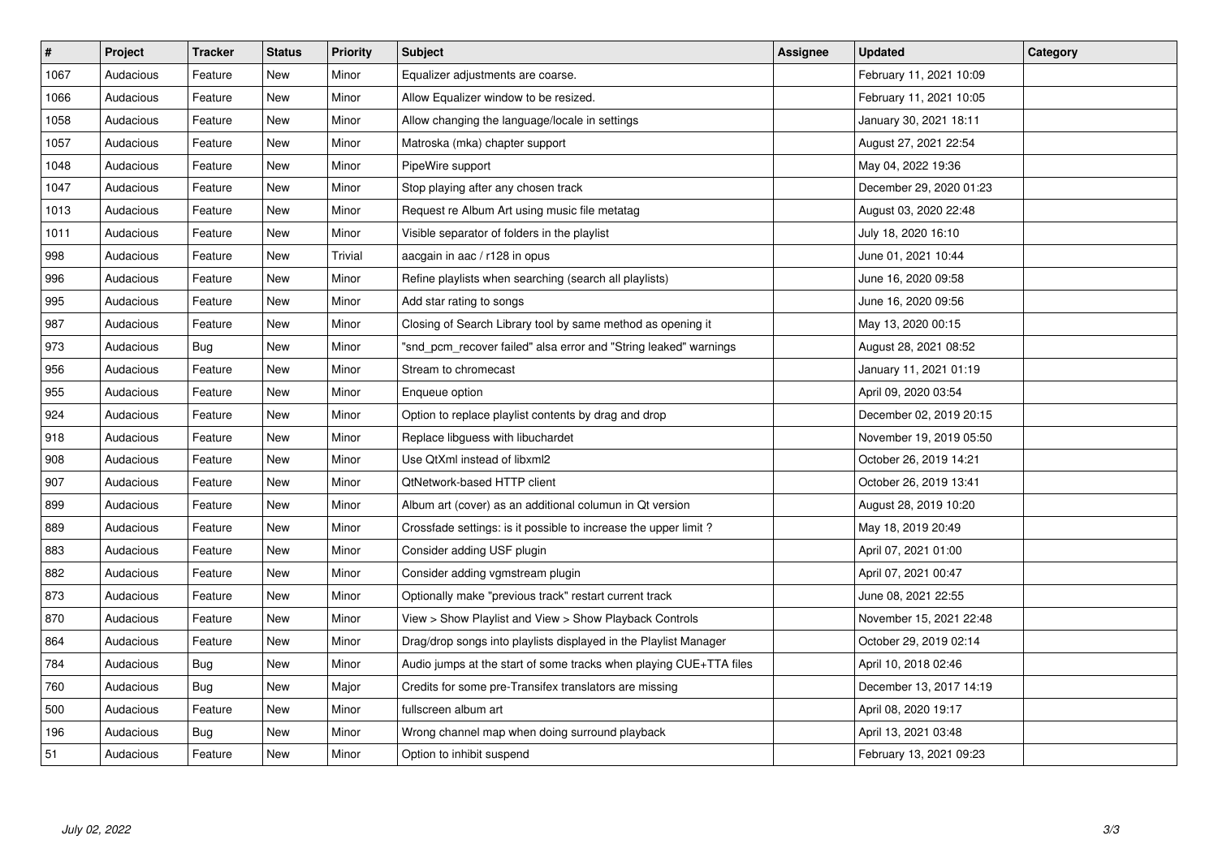| # | Project | Tracker | Status | Priority | Subject | Assignee | Updated | Category |
|---|---|---|---|---|---|---|---|---|
| 1067 | Audacious | Feature | New | Minor | Equalizer adjustments are coarse. | | February 11, 2021 10:09 | |
| 1066 | Audacious | Feature | New | Minor | Allow Equalizer window to be resized. | | February 11, 2021 10:05 | |
| 1058 | Audacious | Feature | New | Minor | Allow changing the language/locale in settings | | January 30, 2021 18:11 | |
| 1057 | Audacious | Feature | New | Minor | Matroska (mka) chapter support | | August 27, 2021 22:54 | |
| 1048 | Audacious | Feature | New | Minor | PipeWire support | | May 04, 2022 19:36 | |
| 1047 | Audacious | Feature | New | Minor | Stop playing after any chosen track | | December 29, 2020 01:23 | |
| 1013 | Audacious | Feature | New | Minor | Request re Album Art using music file metatag | | August 03, 2020 22:48 | |
| 1011 | Audacious | Feature | New | Minor | Visible separator of folders in the playlist | | July 18, 2020 16:10 | |
| 998 | Audacious | Feature | New | Trivial | aacgain in aac / r128 in opus | | June 01, 2021 10:44 | |
| 996 | Audacious | Feature | New | Minor | Refine playlists when searching (search all playlists) | | June 16, 2020 09:58 | |
| 995 | Audacious | Feature | New | Minor | Add star rating to songs | | June 16, 2020 09:56 | |
| 987 | Audacious | Feature | New | Minor | Closing of Search Library tool by same method as opening it | | May 13, 2020 00:15 | |
| 973 | Audacious | Bug | New | Minor | "snd_pcm_recover failed" alsa error and "String leaked" warnings | | August 28, 2021 08:52 | |
| 956 | Audacious | Feature | New | Minor | Stream to chromecast | | January 11, 2021 01:19 | |
| 955 | Audacious | Feature | New | Minor | Enqueue option | | April 09, 2020 03:54 | |
| 924 | Audacious | Feature | New | Minor | Option to replace playlist contents by drag and drop | | December 02, 2019 20:15 | |
| 918 | Audacious | Feature | New | Minor | Replace libguess with libuchardet | | November 19, 2019 05:50 | |
| 908 | Audacious | Feature | New | Minor | Use QtXml instead of libxml2 | | October 26, 2019 14:21 | |
| 907 | Audacious | Feature | New | Minor | QtNetwork-based HTTP client | | October 26, 2019 13:41 | |
| 899 | Audacious | Feature | New | Minor | Album art (cover) as an additional columun in Qt version | | August 28, 2019 10:20 | |
| 889 | Audacious | Feature | New | Minor | Crossfade settings: is it possible to increase the upper limit ? | | May 18, 2019 20:49 | |
| 883 | Audacious | Feature | New | Minor | Consider adding USF plugin | | April 07, 2021 01:00 | |
| 882 | Audacious | Feature | New | Minor | Consider adding vgmstream plugin | | April 07, 2021 00:47 | |
| 873 | Audacious | Feature | New | Minor | Optionally make "previous track" restart current track | | June 08, 2021 22:55 | |
| 870 | Audacious | Feature | New | Minor | View > Show Playlist and View > Show Playback Controls | | November 15, 2021 22:48 | |
| 864 | Audacious | Feature | New | Minor | Drag/drop songs into playlists displayed in the Playlist Manager | | October 29, 2019 02:14 | |
| 784 | Audacious | Bug | New | Minor | Audio jumps at the start of some tracks when playing CUE+TTA files | | April 10, 2018 02:46 | |
| 760 | Audacious | Bug | New | Major | Credits for some pre-Transifex translators are missing | | December 13, 2017 14:19 | |
| 500 | Audacious | Feature | New | Minor | fullscreen album art | | April 08, 2020 19:17 | |
| 196 | Audacious | Bug | New | Minor | Wrong channel map when doing surround playback | | April 13, 2021 03:48 | |
| 51 | Audacious | Feature | New | Minor | Option to inhibit suspend | | February 13, 2021 09:23 | |

*July 02, 2022*